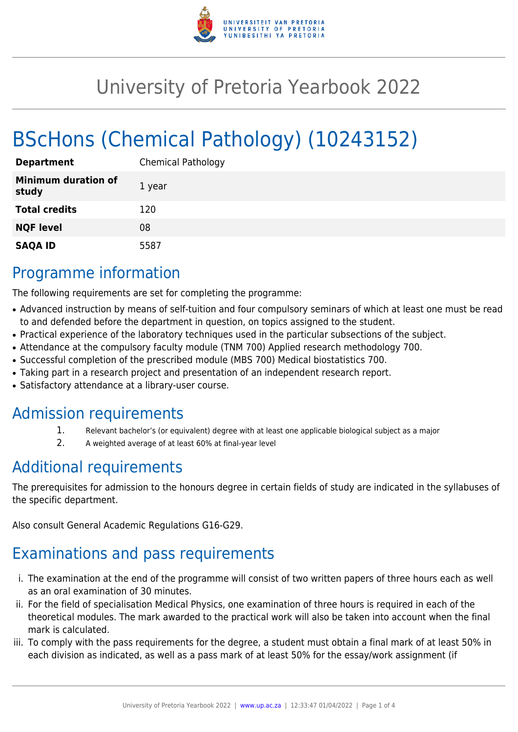# University of Pretoria Yearbook 2022

# BScHons (Chemical Pathology) (10243152)

| | |
|---|---|
| **Department** | Chemical Pathology |
| **Minimum duration of study** | 1 year |
| **Total credits** | 120 |
| **NQF level** | 08 |
| **SAQA ID** | 5587 |

## Programme information

The following requirements are set for completing the programme:

- Advanced instruction by means of self-tuition and four compulsory seminars of which at least one must be read to and defended before the department in question, on topics assigned to the student.
- Practical experience of the laboratory techniques used in the particular subsections of the subject.
- Attendance at the compulsory faculty module (TNM 700) Applied research methodology 700.
- Successful completion of the prescribed module (MBS 700) Medical biostatistics 700.
- Taking part in a research project and presentation of an independent research report.
- Satisfactory attendance at a library-user course.

## Admission requirements

1. Relevant bachelor's (or equivalent) degree with at least one applicable biological subject as a major
2. A weighted average of at least 60% at final-year level

## Additional requirements

The prerequisites for admission to the honours degree in certain fields of study are indicated in the syllabuses of the specific department.

Also consult General Academic Regulations G16-G29.

## Examinations and pass requirements

i. The examination at the end of the programme will consist of two written papers of three hours each as well as an oral examination of 30 minutes.
ii. For the field of specialisation Medical Physics, one examination of three hours is required in each of the theoretical modules. The mark awarded to the practical work will also be taken into account when the final mark is calculated.
iii. To comply with the pass requirements for the degree, a student must obtain a final mark of at least 50% in each division as indicated, as well as a pass mark of at least 50% for the essay/work assignment (if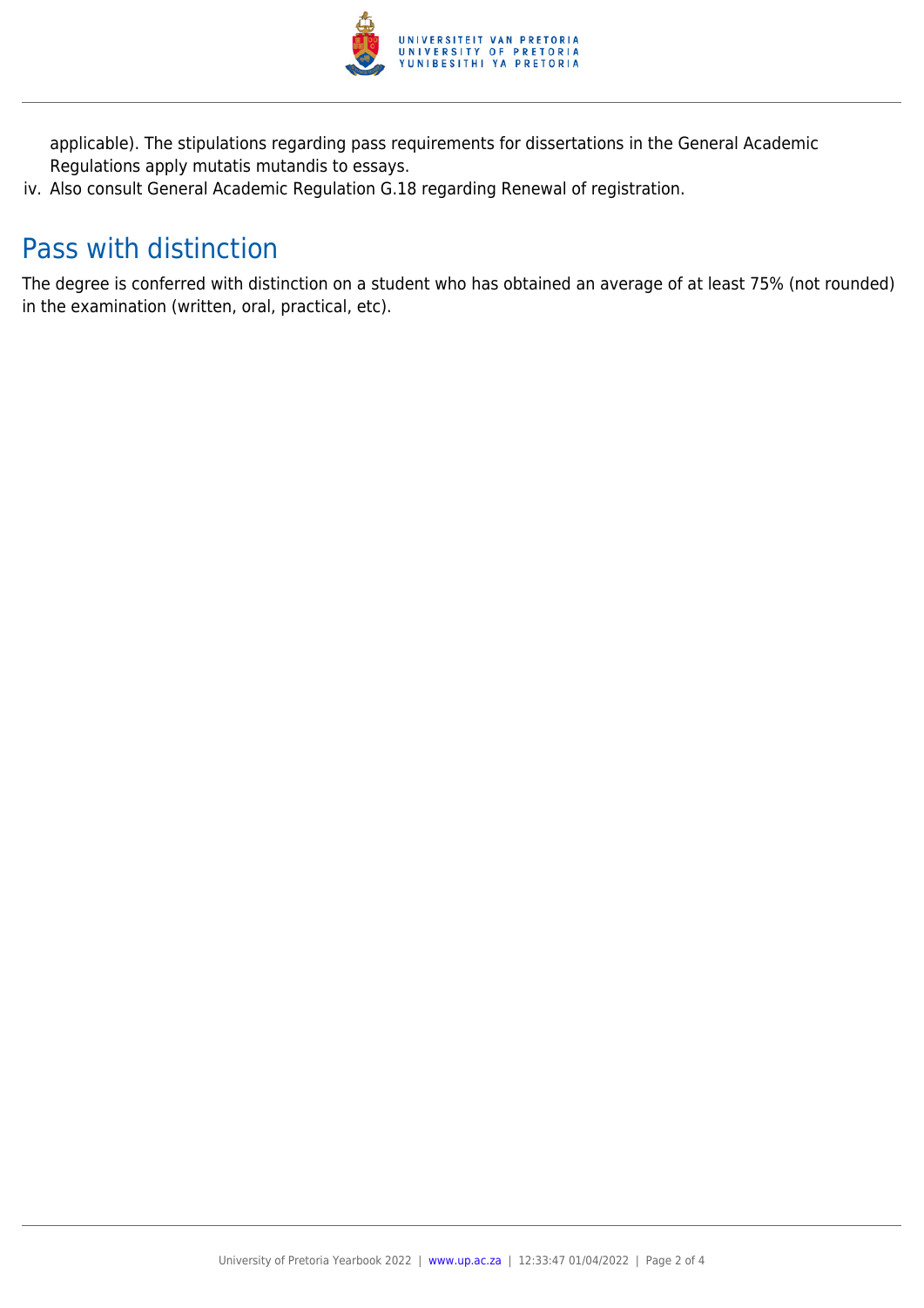applicable). The stipulations regarding pass requirements for dissertations in the General Academic Regulations apply mutatis mutandis to essays.

iv. Also consult General Academic Regulation G.18 regarding Renewal of registration.

## Pass with distinction

The degree is conferred with distinction on a student who has obtained an average of at least 75% (not rounded) in the examination (written, oral, practical, etc).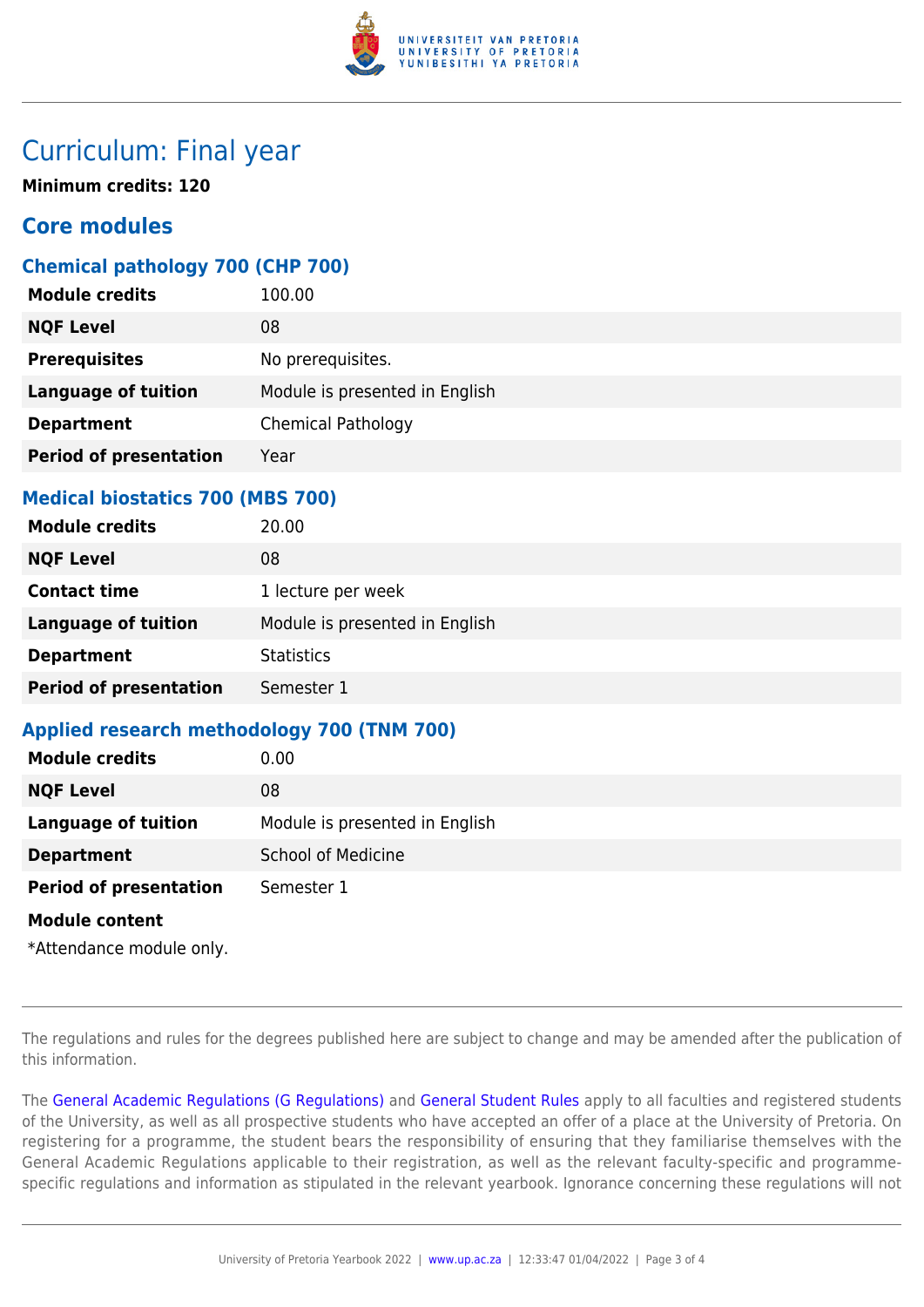# Curriculum: Final year

**Minimum credits: 120**

## Core modules

### Chemical pathology 700 (CHP 700)

| | |
|---|---|
| **Module credits** | 100.00 |
| **NQF Level** | 08 |
| **Prerequisites** | No prerequisites. |
| **Language of tuition** | Module is presented in English |
| **Department** | Chemical Pathology |
| **Period of presentation** | Year |

### Medical biostatics 700 (MBS 700)

| | |
|---|---|
| **Module credits** | 20.00 |
| **NQF Level** | 08 |
| **Contact time** | 1 lecture per week |
| **Language of tuition** | Module is presented in English |
| **Department** | Statistics |
| **Period of presentation** | Semester 1 |

### Applied research methodology 700 (TNM 700)

| | |
|---|---|
| **Module credits** | 0.00 |
| **NQF Level** | 08 |
| **Language of tuition** | Module is presented in English |
| **Department** | School of Medicine |
| **Period of presentation** | Semester 1 |

**Module content**

*Attendance module only.

The regulations and rules for the degrees published here are subject to change and may be amended after the publication of this information.

The General Academic Regulations (G Regulations) and General Student Rules apply to all faculties and registered students of the University, as well as all prospective students who have accepted an offer of a place at the University of Pretoria. On registering for a programme, the student bears the responsibility of ensuring that they familiarise themselves with the General Academic Regulations applicable to their registration, as well as the relevant faculty-specific and programme-specific regulations and information as stipulated in the relevant yearbook. Ignorance concerning these regulations will not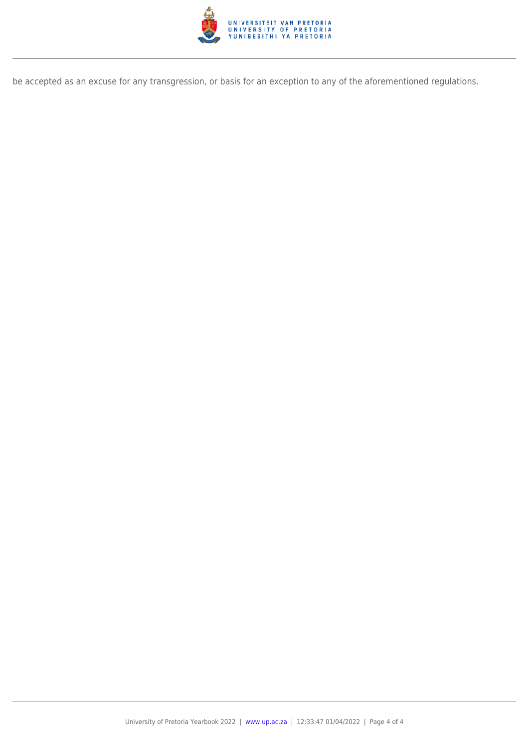be accepted as an excuse for any transgression, or basis for an exception to any of the aforementioned regulations.